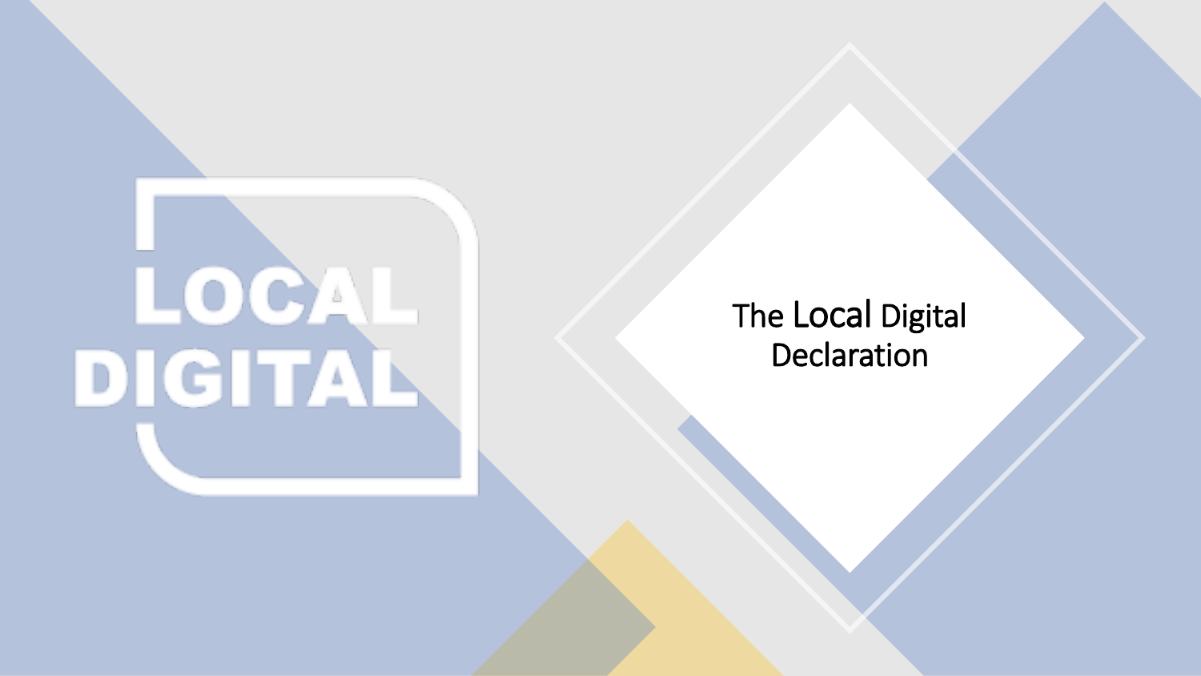LOCAL DIGITAL

# The Local Digital Declaration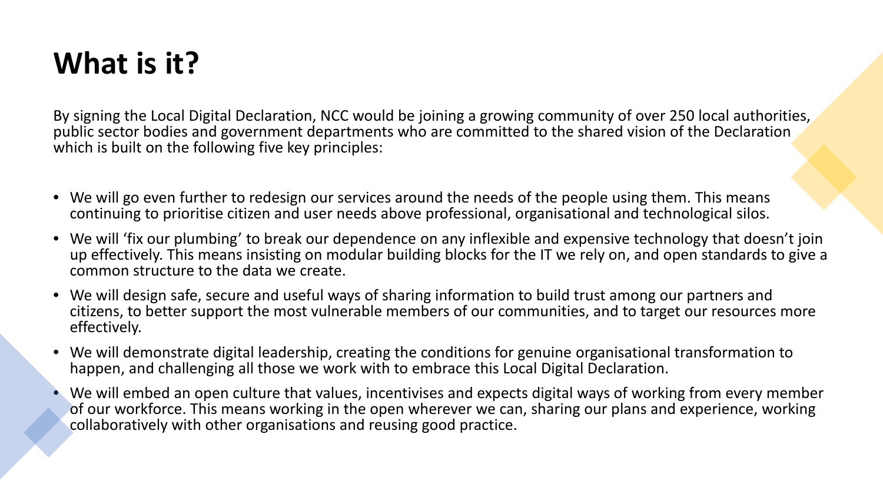# What is it?

By signing the Local Digital Declaration, NCC would be joining a growing community of over 250 local authorities, public sector bodies and government departments who are committed to the shared vision of the Declaration which is built on the following five key principles:

- We will go even further to redesign our services around the needs of the people using them. This means continuing to prioritise citizen and user needs above professional, organisational and technological silos.
- We will 'fix our plumbing' to break our dependence on any inflexible and expensive technology that doesn't join up effectively. This means insisting on modular building blocks for the IT we rely on, and open standards to give a common structure to the data we create.
- We will design safe, secure and useful ways of sharing information to build trust among our partners and citizens, to better support the most vulnerable members of our communities, and to target our resources more effectively.
- We will demonstrate digital leadership, creating the conditions for genuine organisational transformation to happen, and challenging all those we work with to embrace this Local Digital Declaration.
- We will embed an open culture that values, incentivises and expects digital ways of working from every member of our workforce. This means working in the open wherever we can, sharing our plans and experience, working collaboratively with other organisations and reusing good practice.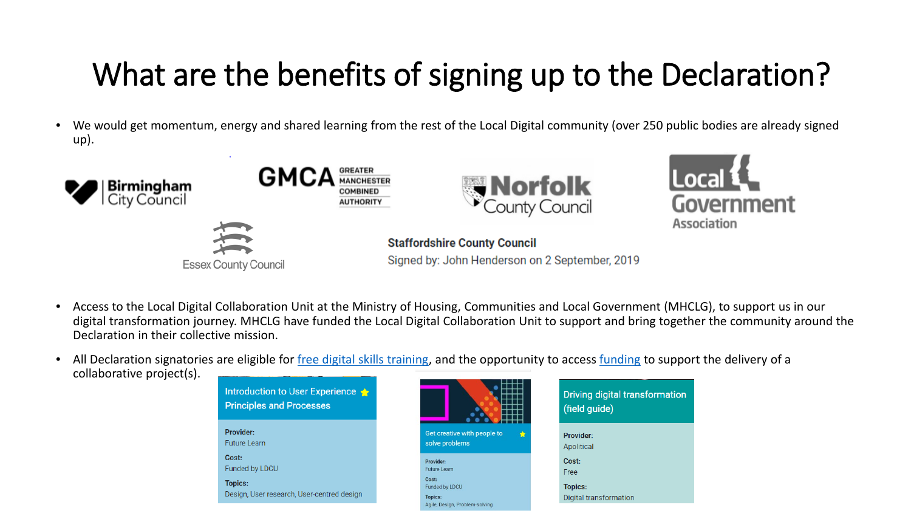# What are the benefits of signing up to the Declaration?

- We would get momentum, energy and shared learning from the rest of the Local Digital community (over 250 public bodies are already signed up).

Birmingham City Council

GMCA GREATER MANCHESTER COMBINED AUTHORITY

Norfolk County Council

Local Government Association

Essex County Council

**Staffordshire County Council**
Signed by: John Henderson on 2 September, 2019

- Access to the Local Digital Collaboration Unit at the Ministry of Housing, Communities and Local Government (MHCLG), to support us in our digital transformation journey. MHCLG have funded the Local Digital Collaboration Unit to support and bring together the community around the Declaration in their collective mission.
- All Declaration signatories are eligible for [free digital skills training](), and the opportunity to access [funding]() to support the delivery of a collaborative project(s).

**Introduction to User Experience Principles and Processes**
**Provider:** Future Learn
**Cost:** Funded by LDCU
**Topics:** Design, User research, User-centred design

**Get creative with people to solve problems**
**Provider:** Future Learn
**Cost:** Funded by LDCU
**Topics:** Agile, Design, Problem-solving

**Driving digital transformation (field guide)**
**Provider:** Apolitical
**Cost:** Free
**Topics:** Digital transformation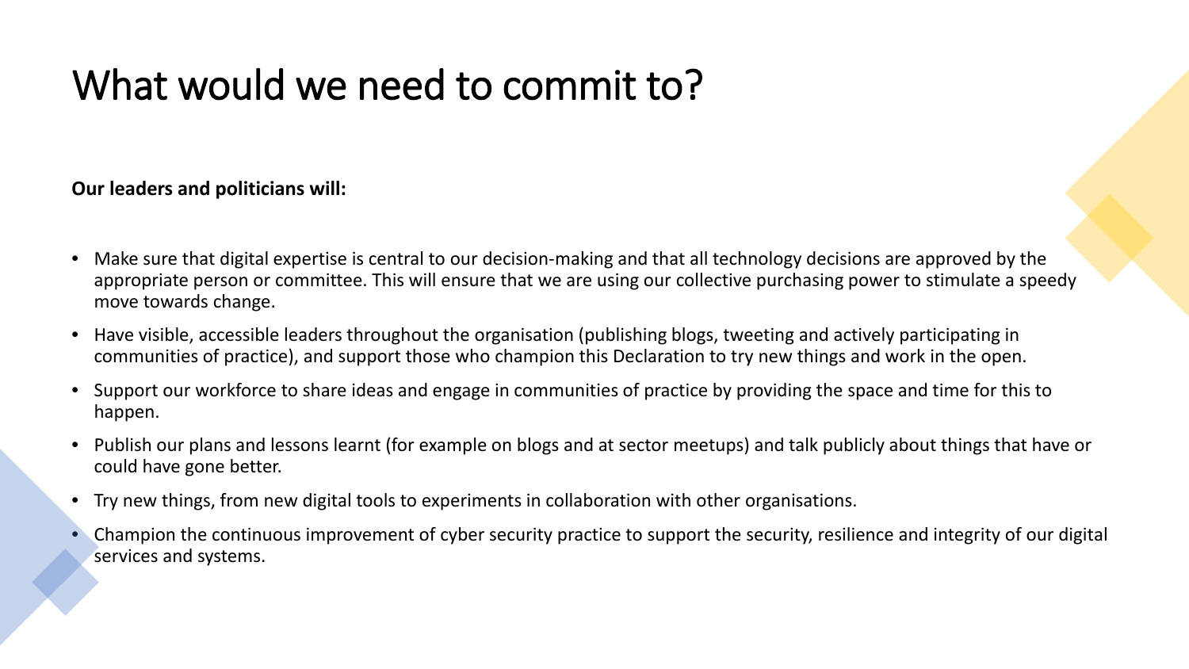# What would we need to commit to?

**Our leaders and politicians will:**

- Make sure that digital expertise is central to our decision-making and that all technology decisions are approved by the appropriate person or committee. This will ensure that we are using our collective purchasing power to stimulate a speedy move towards change.
- Have visible, accessible leaders throughout the organisation (publishing blogs, tweeting and actively participating in communities of practice), and support those who champion this Declaration to try new things and work in the open.
- Support our workforce to share ideas and engage in communities of practice by providing the space and time for this to happen.
- Publish our plans and lessons learnt (for example on blogs and at sector meetups) and talk publicly about things that have or could have gone better.
- Try new things, from new digital tools to experiments in collaboration with other organisations.
- Champion the continuous improvement of cyber security practice to support the security, resilience and integrity of our digital services and systems.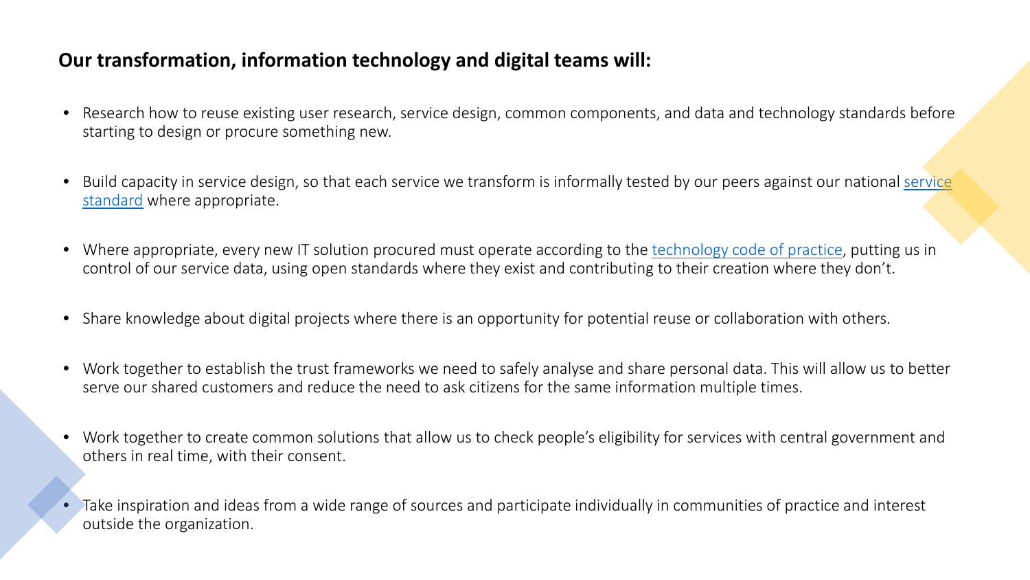## Our transformation, information technology and digital teams will:

- Research how to reuse existing user research, service design, common components, and data and technology standards before starting to design or procure something new.
- Build capacity in service design, so that each service we transform is informally tested by our peers against our national service standard where appropriate.
- Where appropriate, every new IT solution procured must operate according to the technology code of practice, putting us in control of our service data, using open standards where they exist and contributing to their creation where they don't.
- Share knowledge about digital projects where there is an opportunity for potential reuse or collaboration with others.
- Work together to establish the trust frameworks we need to safely analyse and share personal data. This will allow us to better serve our shared customers and reduce the need to ask citizens for the same information multiple times.
- Work together to create common solutions that allow us to check people's eligibility for services with central government and others in real time, with their consent.
- Take inspiration and ideas from a wide range of sources and participate individually in communities of practice and interest outside the organization.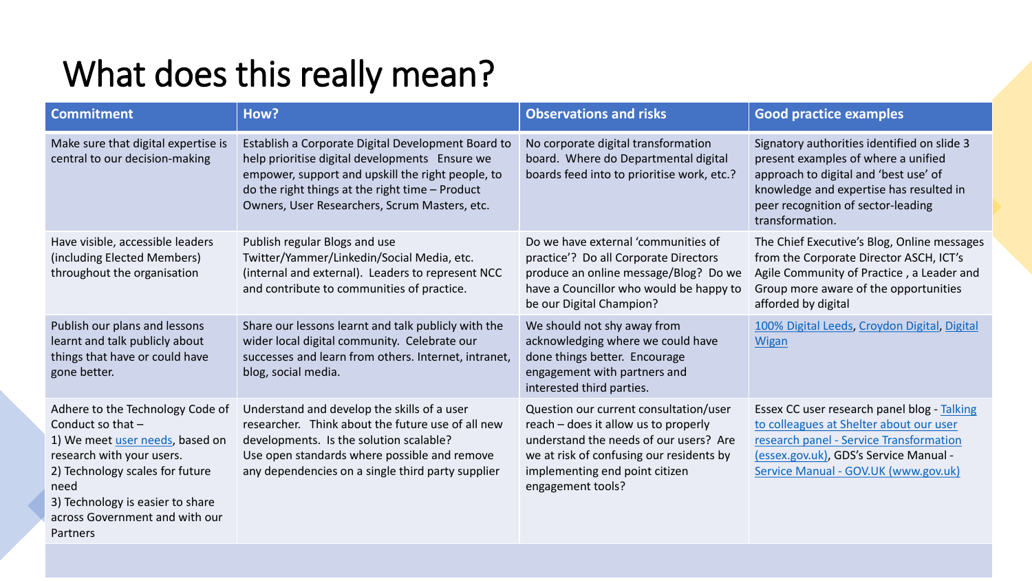# What does this really mean?

| Commitment | How? | Observations and risks | Good practice examples |
| --- | --- | --- | --- |
| Make sure that digital expertise is central to our decision-making | Establish a Corporate Digital Development Board to help prioritise digital developments Ensure we empower, support and upskill the right people, to do the right things at the right time – Product Owners, User Researchers, Scrum Masters, etc. | No corporate digital transformation board. Where do Departmental digital boards feed into to prioritise work, etc.? | Signatory authorities identified on slide 3 present examples of where a unified approach to digital and 'best use' of knowledge and expertise has resulted in peer recognition of sector-leading transformation. |
| Have visible, accessible leaders (including Elected Members) throughout the organisation | Publish regular Blogs and use Twitter/Yammer/Linkedin/Social Media, etc. (internal and external). Leaders to represent NCC and contribute to communities of practice. | Do we have external 'communities of practice'? Do all Corporate Directors produce an online message/Blog? Do we have a Councillor who would be happy to be our Digital Champion? | The Chief Executive's Blog, Online messages from the Corporate Director ASCH, ICT's Agile Community of Practice , a Leader and Group more aware of the opportunities afforded by digital |
| Publish our plans and lessons learnt and talk publicly about things that have or could have gone better. | Share our lessons learnt and talk publicly with the wider local digital community. Celebrate our successes and learn from others. Internet, intranet, blog, social media. | We should not shy away from acknowledging where we could have done things better. Encourage engagement with partners and interested third parties. | 100% Digital Leeds, Croydon Digital, Digital Wigan |
| Adhere to the Technology Code of Conduct so that – 1) We meet user needs, based on research with your users. 2) Technology scales for future need 3) Technology is easier to share across Government and with our Partners | Understand and develop the skills of a user researcher. Think about the future use of all new developments. Is the solution scalable? Use open standards where possible and remove any dependencies on a single third party supplier | Question our current consultation/user reach – does it allow us to properly understand the needs of our users? Are we at risk of confusing our residents by implementing end point citizen engagement tools? | Essex CC user research panel blog - Talking to colleagues at Shelter about our user research panel - Service Transformation (essex.gov.uk), GDS's Service Manual - Service Manual - GOV.UK (www.gov.uk) |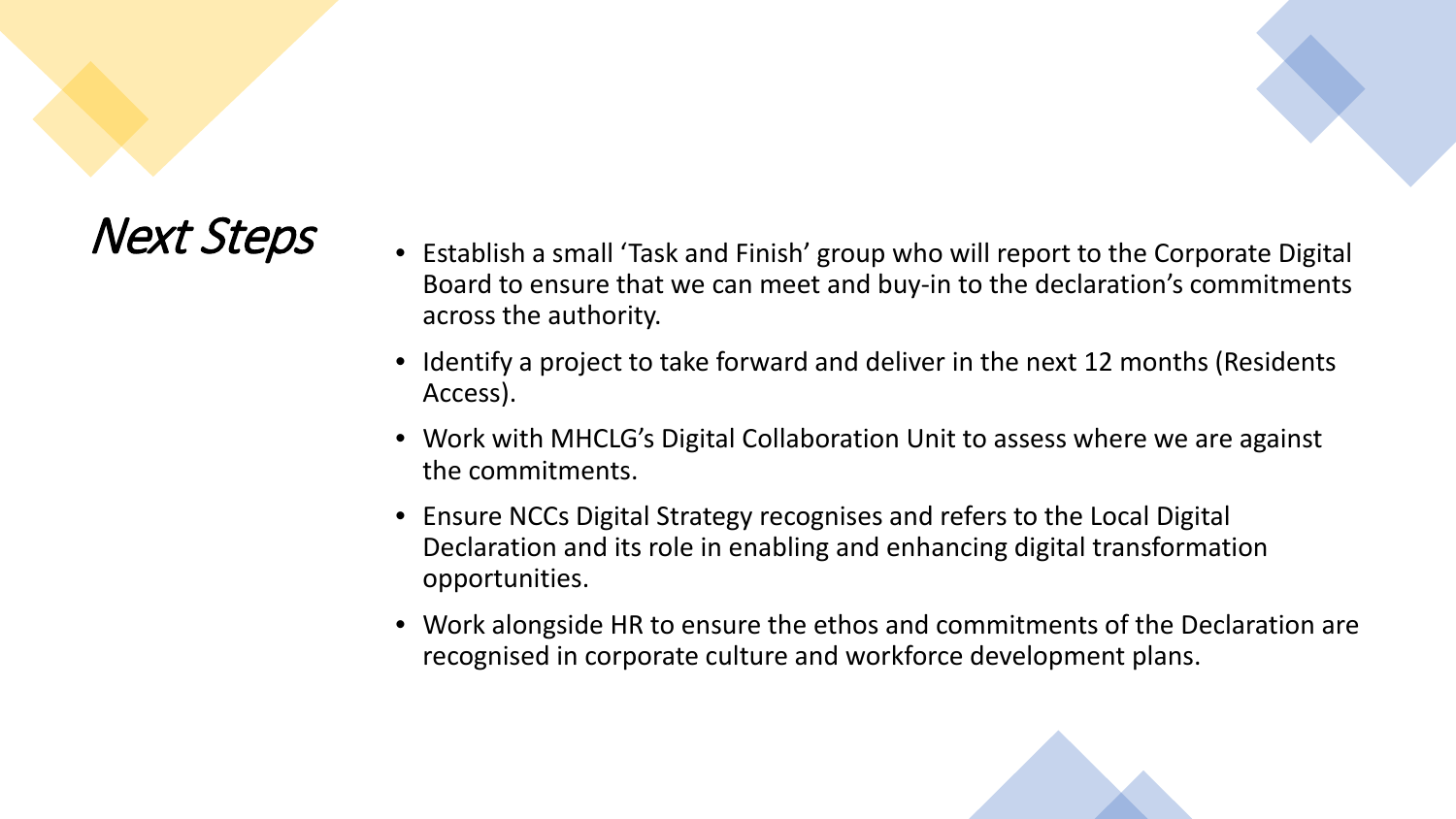# *Next Steps*

- Establish a small 'Task and Finish' group who will report to the Corporate Digital Board to ensure that we can meet and buy-in to the declaration's commitments across the authority.
- Identify a project to take forward and deliver in the next 12 months (Residents Access).
- Work with MHCLG's Digital Collaboration Unit to assess where we are against the commitments.
- Ensure NCCs Digital Strategy recognises and refers to the Local Digital Declaration and its role in enabling and enhancing digital transformation opportunities.
- Work alongside HR to ensure the ethos and commitments of the Declaration are recognised in corporate culture and workforce development plans.